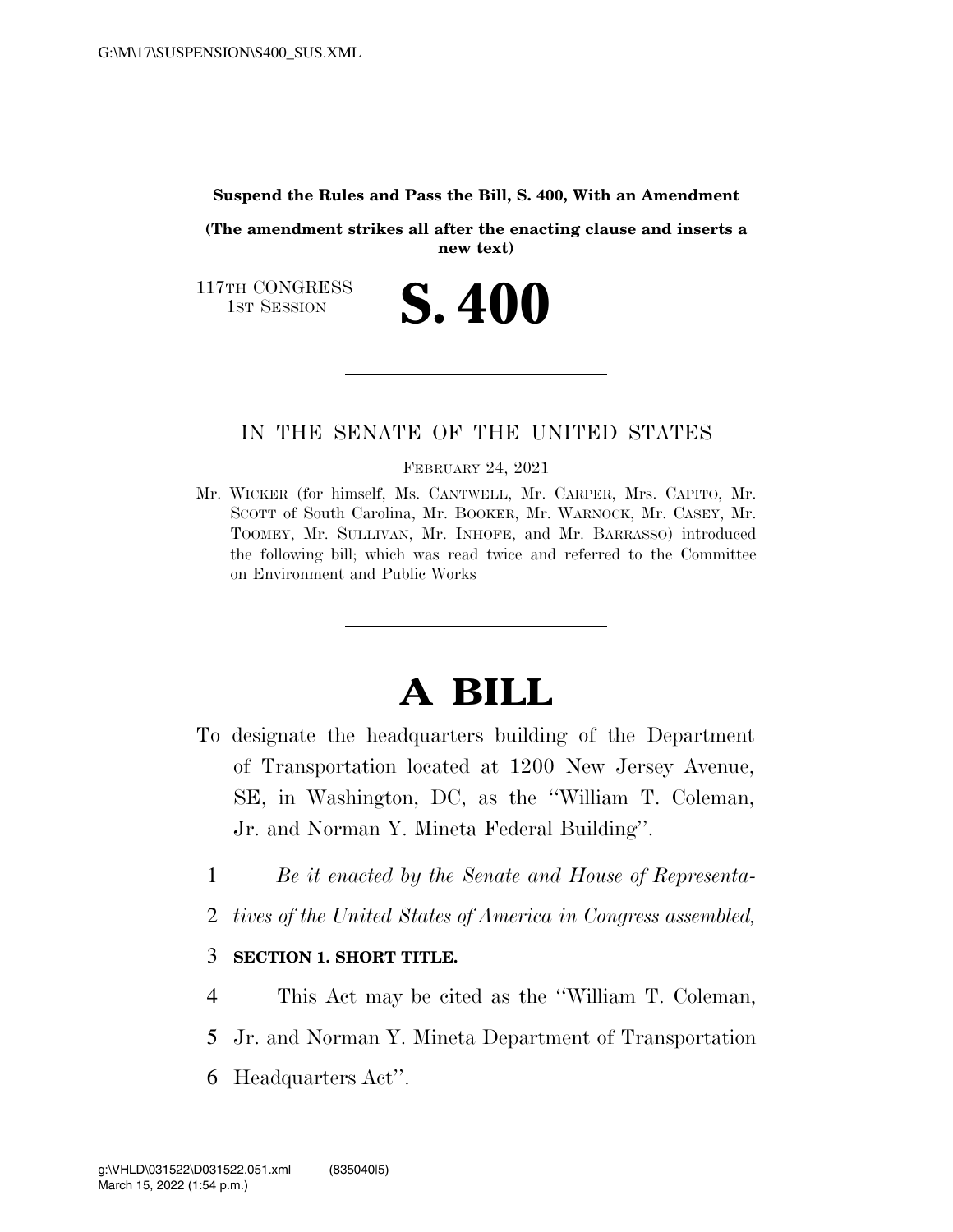**Suspend the Rules and Pass the Bill, S. 400, With an Amendment**

**(The amendment strikes all after the enacting clause and inserts a new text)**

117TH CONGRESS
1ST SESSION

# S. 400

IN THE SENATE OF THE UNITED STATES

FEBRUARY 24, 2021

Mr. WICKER (for himself, Ms. CANTWELL, Mr. CARPER, Mrs. CAPITO, Mr. SCOTT of South Carolina, Mr. BOOKER, Mr. WARNOCK, Mr. CASEY, Mr. TOOMEY, Mr. SULLIVAN, Mr. INHOFE, and Mr. BARRASSO) introduced the following bill; which was read twice and referred to the Committee on Environment and Public Works

# A BILL

To designate the headquarters building of the Department of Transportation located at 1200 New Jersey Avenue, SE, in Washington, DC, as the ''William T. Coleman, Jr. and Norman Y. Mineta Federal Building''.

1 *Be it enacted by the Senate and House of Representa-*
2 *tives of the United States of America in Congress assembled,*

3 **SECTION 1. SHORT TITLE.**

4 This Act may be cited as the ''William T. Coleman,
5 Jr. and Norman Y. Mineta Department of Transportation
6 Headquarters Act''.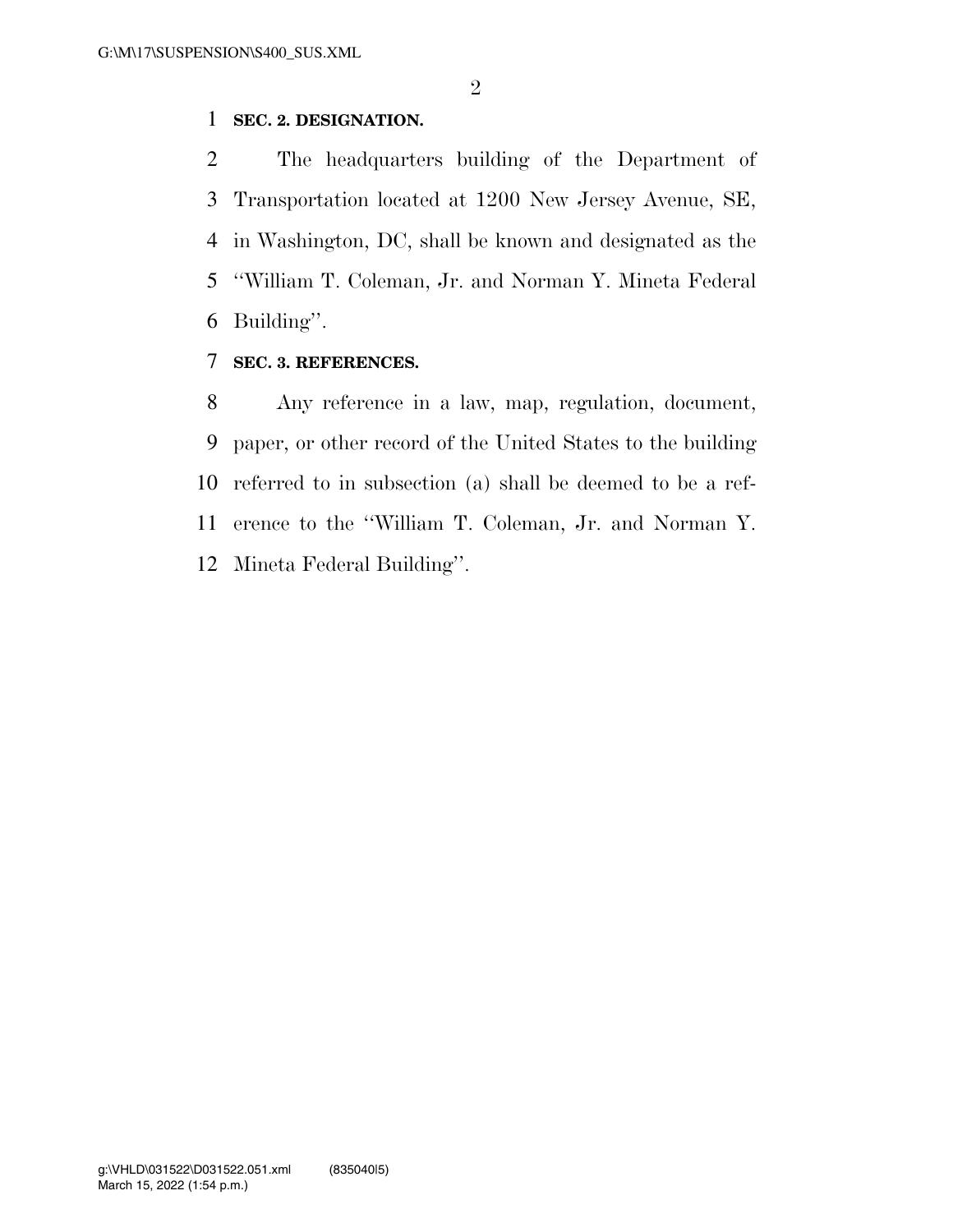**SEC. 2. DESIGNATION.**

The headquarters building of the Department of Transportation located at 1200 New Jersey Avenue, SE, in Washington, DC, shall be known and designated as the "William T. Coleman, Jr. and Norman Y. Mineta Federal Building".

**SEC. 3. REFERENCES.**

Any reference in a law, map, regulation, document, paper, or other record of the United States to the building referred to in subsection (a) shall be deemed to be a reference to the "William T. Coleman, Jr. and Norman Y. Mineta Federal Building".